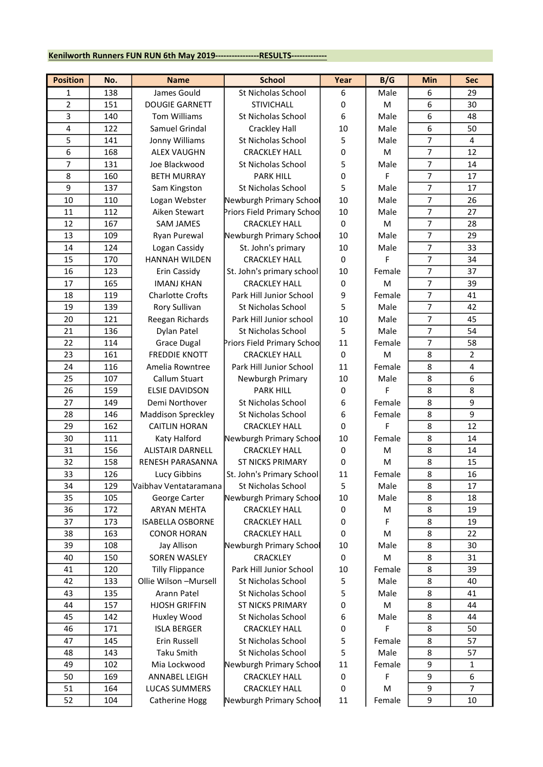**Kenilworth Runners FUN RUN 6th May 2019----------------RESULTS-------------**

| Position | No. | Name | School | Year | B/G | Min | Sec |
|---|---|---|---|---|---|---|---|
| 1 | 138 | James Gould | St Nicholas School | 6 | Male | 6 | 29 |
| 2 | 151 | DOUGIE GARNETT | STIVICHALL | 0 | M | 6 | 30 |
| 3 | 140 | Tom Williams | St Nicholas School | 6 | Male | 6 | 48 |
| 4 | 122 | Samuel Grindal | Crackley Hall | 10 | Male | 6 | 50 |
| 5 | 141 | Jonny Williams | St Nicholas School | 5 | Male | 7 | 4 |
| 6 | 168 | ALEX VAUGHN | CRACKLEY HALL | 0 | M | 7 | 12 |
| 7 | 131 | Joe Blackwood | St Nicholas School | 5 | Male | 7 | 14 |
| 8 | 160 | BETH MURRAY | PARK HILL | 0 | F | 7 | 17 |
| 9 | 137 | Sam Kingston | St Nicholas School | 5 | Male | 7 | 17 |
| 10 | 110 | Logan Webster | Newburgh Primary School | 10 | Male | 7 | 26 |
| 11 | 112 | Aiken Stewart | Priors Field Primary Schoo | 10 | Male | 7 | 27 |
| 12 | 167 | SAM JAMES | CRACKLEY HALL | 0 | M | 7 | 28 |
| 13 | 109 | Ryan Purewal | Newburgh Primary School | 10 | Male | 7 | 29 |
| 14 | 124 | Logan Cassidy | St. John's primary | 10 | Male | 7 | 33 |
| 15 | 170 | HANNAH WILDEN | CRACKLEY HALL | 0 | F | 7 | 34 |
| 16 | 123 | Erin Cassidy | St. John's primary school | 10 | Female | 7 | 37 |
| 17 | 165 | IMANJ KHAN | CRACKLEY HALL | 0 | M | 7 | 39 |
| 18 | 119 | Charlotte Crofts | Park Hill Junior School | 9 | Female | 7 | 41 |
| 19 | 139 | Rory Sullivan | St Nicholas School | 5 | Male | 7 | 42 |
| 20 | 121 | Reegan Richards | Park Hill Junior school | 10 | Male | 7 | 45 |
| 21 | 136 | Dylan Patel | St Nicholas School | 5 | Male | 7 | 54 |
| 22 | 114 | Grace Dugal | Priors Field Primary Schoo | 11 | Female | 7 | 58 |
| 23 | 161 | FREDDIE KNOTT | CRACKLEY HALL | 0 | M | 8 | 2 |
| 24 | 116 | Amelia Rowntree | Park Hill Junior School | 11 | Female | 8 | 4 |
| 25 | 107 | Callum Stuart | Newburgh Primary | 10 | Male | 8 | 6 |
| 26 | 159 | ELSIE DAVIDSON | PARK HILL | 0 | F | 8 | 8 |
| 27 | 149 | Demi Northover | St Nicholas School | 6 | Female | 8 | 9 |
| 28 | 146 | Maddison Spreckley | St Nicholas School | 6 | Female | 8 | 9 |
| 29 | 162 | CAITLIN HORAN | CRACKLEY HALL | 0 | F | 8 | 12 |
| 30 | 111 | Katy Halford | Newburgh Primary School | 10 | Female | 8 | 14 |
| 31 | 156 | ALISTAIR DARNELL | CRACKLEY HALL | 0 | M | 8 | 14 |
| 32 | 158 | RENESH PARASANNA | ST NICKS PRIMARY | 0 | M | 8 | 15 |
| 33 | 126 | Lucy Gibbins | St. John's Primary School | 11 | Female | 8 | 16 |
| 34 | 129 | Vaibhav Ventataramana | St Nicholas School | 5 | Male | 8 | 17 |
| 35 | 105 | George Carter | Newburgh Primary School | 10 | Male | 8 | 18 |
| 36 | 172 | ARYAN MEHTA | CRACKLEY HALL | 0 | M | 8 | 19 |
| 37 | 173 | ISABELLA OSBORNE | CRACKLEY HALL | 0 | F | 8 | 19 |
| 38 | 163 | CONOR HORAN | CRACKLEY HALL | 0 | M | 8 | 22 |
| 39 | 108 | Jay Allison | Newburgh Primary School | 10 | Male | 8 | 30 |
| 40 | 150 | SOREN WASLEY | CRACKLEY | 0 | M | 8 | 31 |
| 41 | 120 | Tilly Flippance | Park Hill Junior School | 10 | Female | 8 | 39 |
| 42 | 133 | Ollie Wilson –Mursell | St Nicholas School | 5 | Male | 8 | 40 |
| 43 | 135 | Arann Patel | St Nicholas School | 5 | Male | 8 | 41 |
| 44 | 157 | HJOSH GRIFFIN | ST NICKS PRIMARY | 0 | M | 8 | 44 |
| 45 | 142 | Huxley Wood | St Nicholas School | 6 | Male | 8 | 44 |
| 46 | 171 | ISLA BERGER | CRACKLEY HALL | 0 | F | 8 | 50 |
| 47 | 145 | Erin Russell | St Nicholas School | 5 | Female | 8 | 57 |
| 48 | 143 | Taku Smith | St Nicholas School | 5 | Male | 8 | 57 |
| 49 | 102 | Mia Lockwood | Newburgh Primary School | 11 | Female | 9 | 1 |
| 50 | 169 | ANNABEL LEIGH | CRACKLEY HALL | 0 | F | 9 | 6 |
| 51 | 164 | LUCAS SUMMERS | CRACKLEY HALL | 0 | M | 9 | 7 |
| 52 | 104 | Catherine Hogg | Newburgh Primary School | 11 | Female | 9 | 10 |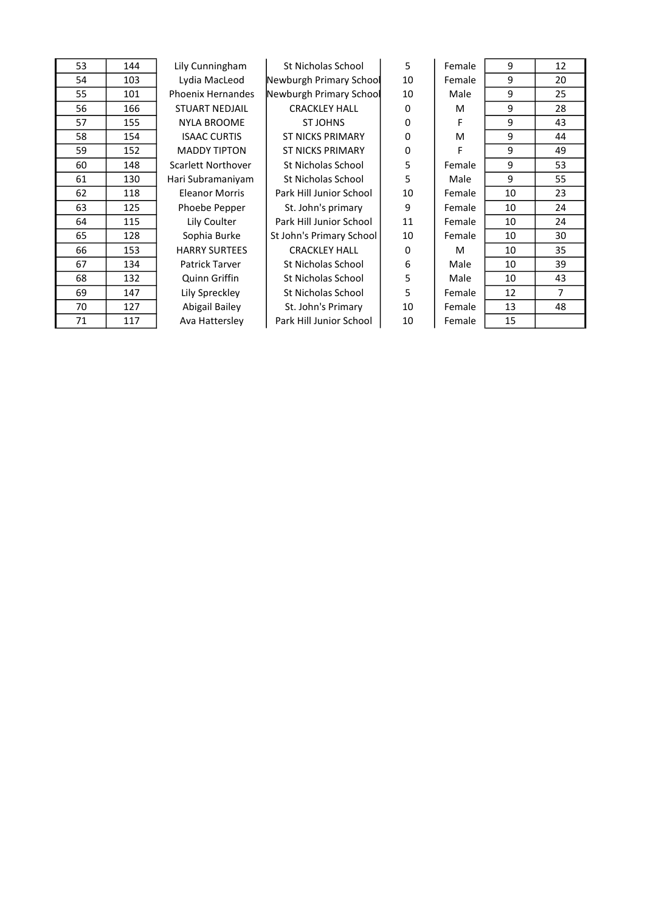| | | | | | | | |
|---|---|---|---|---|---|---|---|
| 53 | 144 | Lily Cunningham | St Nicholas School | 5 | Female | 9 | 12 |
| 54 | 103 | Lydia MacLeod | Newburgh Primary School | 10 | Female | 9 | 20 |
| 55 | 101 | Phoenix Hernandes | Newburgh Primary School | 10 | Male | 9 | 25 |
| 56 | 166 | STUART NEDJAIL | CRACKLEY HALL | 0 | M | 9 | 28 |
| 57 | 155 | NYLA BROOME | ST JOHNS | 0 | F | 9 | 43 |
| 58 | 154 | ISAAC CURTIS | ST NICKS PRIMARY | 0 | M | 9 | 44 |
| 59 | 152 | MADDY TIPTON | ST NICKS PRIMARY | 0 | F | 9 | 49 |
| 60 | 148 | Scarlett Northover | St Nicholas School | 5 | Female | 9 | 53 |
| 61 | 130 | Hari Subramaniyam | St Nicholas School | 5 | Male | 9 | 55 |
| 62 | 118 | Eleanor Morris | Park Hill Junior School | 10 | Female | 10 | 23 |
| 63 | 125 | Phoebe Pepper | St. John's primary | 9 | Female | 10 | 24 |
| 64 | 115 | Lily Coulter | Park Hill Junior School | 11 | Female | 10 | 24 |
| 65 | 128 | Sophia Burke | St John's Primary School | 10 | Female | 10 | 30 |
| 66 | 153 | HARRY SURTEES | CRACKLEY HALL | 0 | M | 10 | 35 |
| 67 | 134 | Patrick Tarver | St Nicholas School | 6 | Male | 10 | 39 |
| 68 | 132 | Quinn Griffin | St Nicholas School | 5 | Male | 10 | 43 |
| 69 | 147 | Lily Spreckley | St Nicholas School | 5 | Female | 12 | 7 |
| 70 | 127 | Abigail Bailey | St. John's Primary | 10 | Female | 13 | 48 |
| 71 | 117 | Ava Hattersley | Park Hill Junior School | 10 | Female | 15 | |